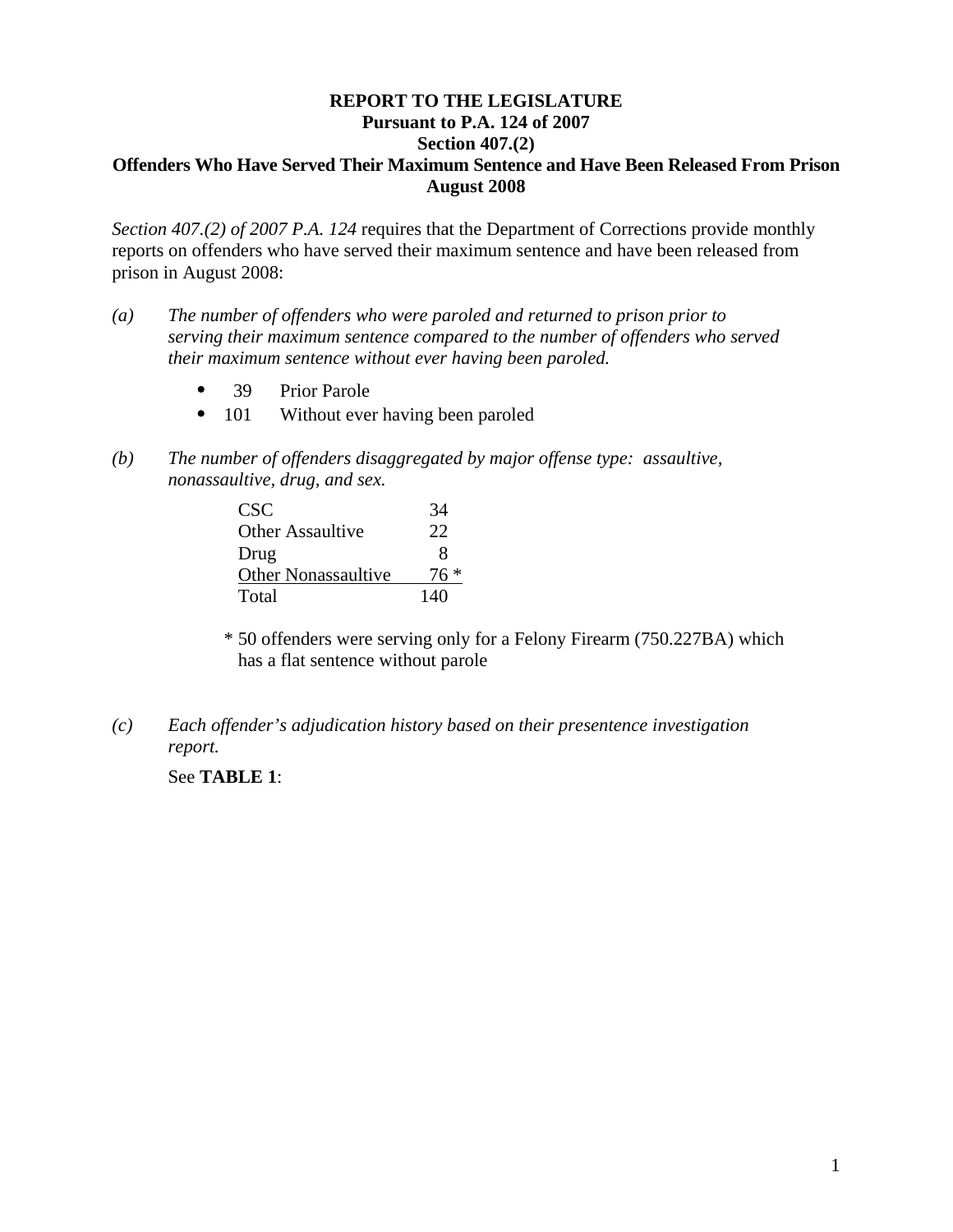**REPORT TO THE LEGISLATURE**
**Pursuant to P.A. 124 of 2007**
**Section 407.(2)**
**Offenders Who Have Served Their Maximum Sentence and Have Been Released From Prison**
**August 2008**

*Section 407.(2) of 2007 P.A. 124* requires that the Department of Corrections provide monthly reports on offenders who have served their maximum sentence and have been released from prison in August 2008:

*(a)* *The number of offenders who were paroled and returned to prison prior to serving their maximum sentence compared to the number of offenders who served their maximum sentence without ever having been paroled.*

- 39 Prior Parole
- 101 Without ever having been paroled

*(b)* *The number of offenders disaggregated by major offense type: assaultive, nonassaultive, drug, and sex.*

| Offense Type | Number |
|---|---|
| CSC | 34 |
| Other Assaultive | 22 |
| Drug | 8 |
| Other Nonassaultive | 76 * |
| Total | 140 |

\* 50 offenders were serving only for a Felony Firearm (750.227BA) which has a flat sentence without parole

*(c)* *Each offender's adjudication history based on their presentence investigation report.*

See **TABLE 1**: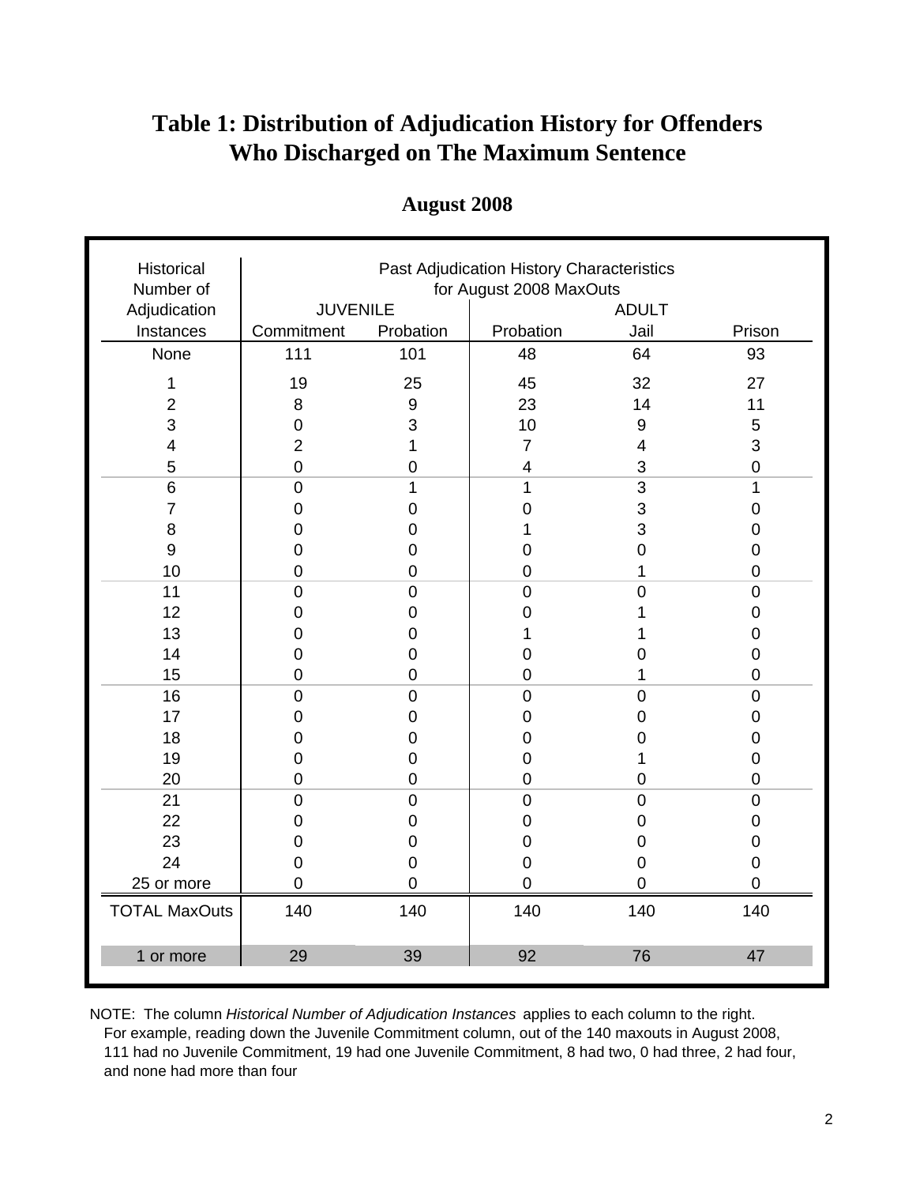# Table 1: Distribution of Adjudication History for Offenders Who Discharged on The Maximum Sentence

## August 2008

| Historical Number of Adjudication Instances | Past Adjudication History Characteristics for August 2008 MaxOuts | | | | |
|---|---|---|---|---|---|
| | JUVENILE | | ADULT | | |
| | Commitment | Probation | Probation | Jail | Prison |
| None | 111 | 101 | 48 | 64 | 93 |
| 1 | 19 | 25 | 45 | 32 | 27 |
| 2 | 8 | 9 | 23 | 14 | 11 |
| 3 | 0 | 3 | 10 | 9 | 5 |
| 4 | 2 | 1 | 7 | 4 | 3 |
| 5 | 0 | 0 | 4 | 3 | 0 |
| 6 | 0 | 1 | 1 | 3 | 1 |
| 7 | 0 | 0 | 0 | 3 | 0 |
| 8 | 0 | 0 | 1 | 3 | 0 |
| 9 | 0 | 0 | 0 | 0 | 0 |
| 10 | 0 | 0 | 0 | 1 | 0 |
| 11 | 0 | 0 | 0 | 0 | 0 |
| 12 | 0 | 0 | 0 | 1 | 0 |
| 13 | 0 | 0 | 1 | 1 | 0 |
| 14 | 0 | 0 | 0 | 0 | 0 |
| 15 | 0 | 0 | 0 | 1 | 0 |
| 16 | 0 | 0 | 0 | 0 | 0 |
| 17 | 0 | 0 | 0 | 0 | 0 |
| 18 | 0 | 0 | 0 | 0 | 0 |
| 19 | 0 | 0 | 0 | 1 | 0 |
| 20 | 0 | 0 | 0 | 0 | 0 |
| 21 | 0 | 0 | 0 | 0 | 0 |
| 22 | 0 | 0 | 0 | 0 | 0 |
| 23 | 0 | 0 | 0 | 0 | 0 |
| 24 | 0 | 0 | 0 | 0 | 0 |
| 25 or more | 0 | 0 | 0 | 0 | 0 |
| TOTAL MaxOuts | 140 | 140 | 140 | 140 | 140 |
| 1 or more | 29 | 39 | 92 | 76 | 47 |

NOTE: The column *Historical Number of Adjudication Instances* applies to each column to the right. For example, reading down the Juvenile Commitment column, out of the 140 maxouts in August 2008, 111 had no Juvenile Commitment, 19 had one Juvenile Commitment, 8 had two, 0 had three, 2 had four, and none had more than four